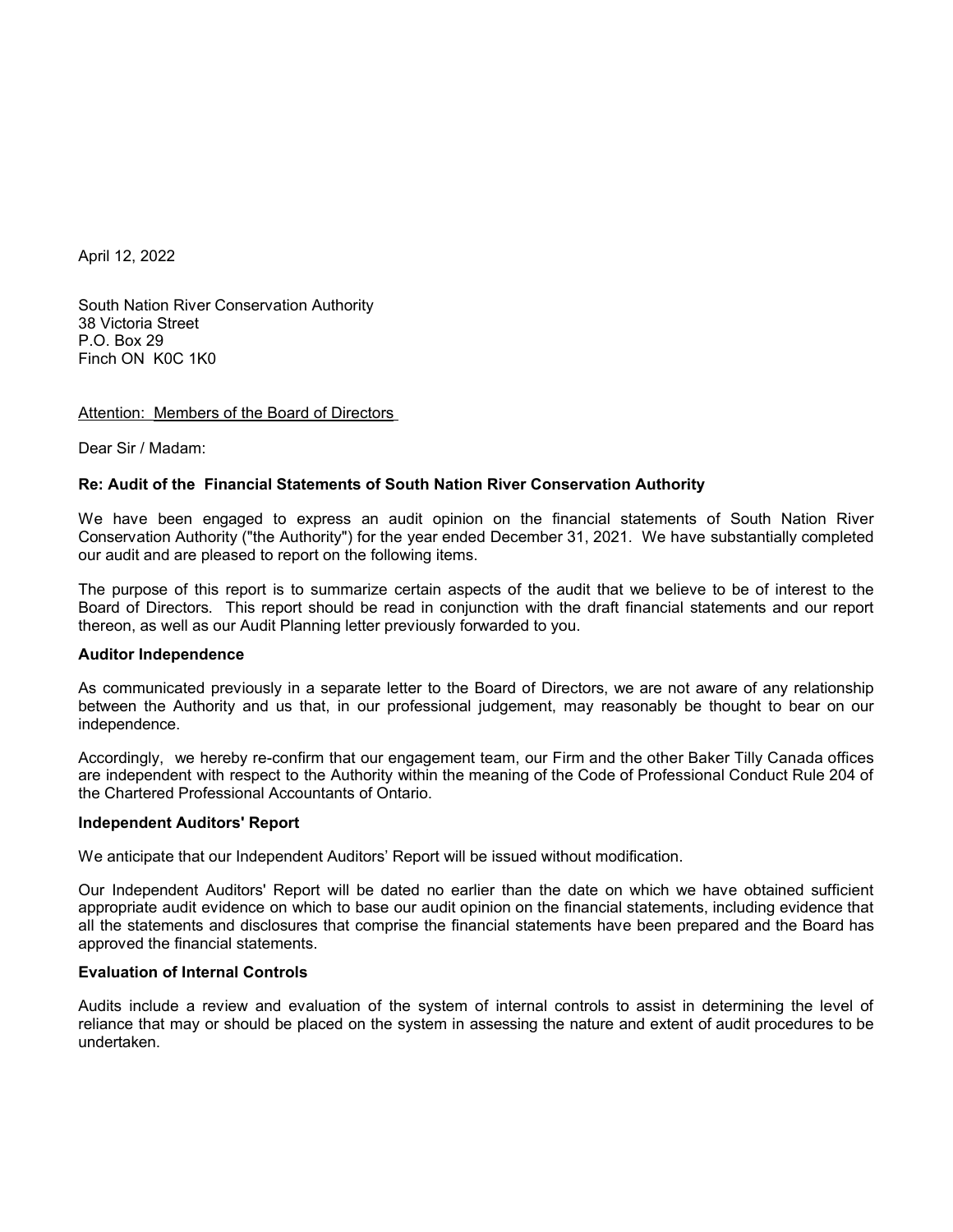April 12, 2022

South Nation River Conservation Authority
38 Victoria Street
P.O. Box 29
Finch ON  K0C 1K0

Attention:  Members of the Board of Directors

Dear Sir / Madam:

**Re: Audit of the Financial Statements of South Nation River Conservation Authority**

We have been engaged to express an audit opinion on the financial statements of South Nation River Conservation Authority ("the Authority") for the year ended December 31, 2021. We have substantially completed our audit and are pleased to report on the following items.

The purpose of this report is to summarize certain aspects of the audit that we believe to be of interest to the Board of Directors. This report should be read in conjunction with the draft financial statements and our report thereon, as well as our Audit Planning letter previously forwarded to you.

**Auditor Independence**

As communicated previously in a separate letter to the Board of Directors, we are not aware of any relationship between the Authority and us that, in our professional judgement, may reasonably be thought to bear on our independence.

Accordingly, we hereby re-confirm that our engagement team, our Firm and the other Baker Tilly Canada offices are independent with respect to the Authority within the meaning of the Code of Professional Conduct Rule 204 of the Chartered Professional Accountants of Ontario.

**Independent Auditors' Report**

We anticipate that our Independent Auditors' Report will be issued without modification.

Our Independent Auditors' Report will be dated no earlier than the date on which we have obtained sufficient appropriate audit evidence on which to base our audit opinion on the financial statements, including evidence that all the statements and disclosures that comprise the financial statements have been prepared and the Board has approved the financial statements.

**Evaluation of Internal Controls**

Audits include a review and evaluation of the system of internal controls to assist in determining the level of reliance that may or should be placed on the system in assessing the nature and extent of audit procedures to be undertaken.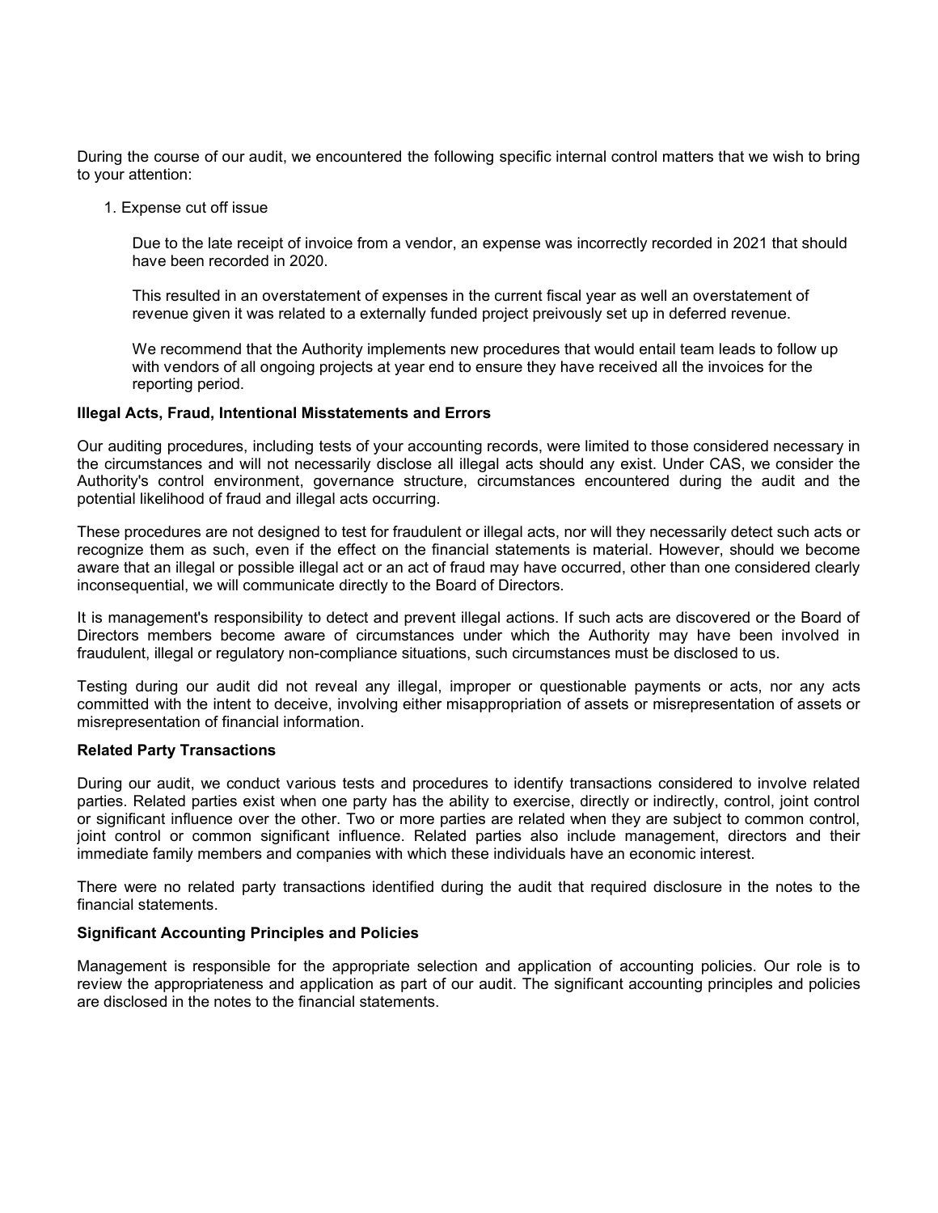During the course of our audit, we encountered the following specific internal control matters that we wish to bring to your attention:

1. Expense cut off issue

   Due to the late receipt of invoice from a vendor, an expense was incorrectly recorded in 2021 that should have been recorded in 2020.

   This resulted in an overstatement of expenses in the current fiscal year as well an overstatement of revenue given it was related to a externally funded project preivously set up in deferred revenue.

   We recommend that the Authority implements new procedures that would entail team leads to follow up with vendors of all ongoing projects at year end to ensure they have received all the invoices for the reporting period.

**Illegal Acts, Fraud, Intentional Misstatements and Errors**

Our auditing procedures, including tests of your accounting records, were limited to those considered necessary in the circumstances and will not necessarily disclose all illegal acts should any exist. Under CAS, we consider the Authority's control environment, governance structure, circumstances encountered during the audit and the potential likelihood of fraud and illegal acts occurring.

These procedures are not designed to test for fraudulent or illegal acts, nor will they necessarily detect such acts or recognize them as such, even if the effect on the financial statements is material. However, should we become aware that an illegal or possible illegal act or an act of fraud may have occurred, other than one considered clearly inconsequential, we will communicate directly to the Board of Directors.

It is management's responsibility to detect and prevent illegal actions. If such acts are discovered or the Board of Directors members become aware of circumstances under which the Authority may have been involved in fraudulent, illegal or regulatory non-compliance situations, such circumstances must be disclosed to us.

Testing during our audit did not reveal any illegal, improper or questionable payments or acts, nor any acts committed with the intent to deceive, involving either misappropriation of assets or misrepresentation of assets or misrepresentation of financial information.

**Related Party Transactions**

During our audit, we conduct various tests and procedures to identify transactions considered to involve related parties. Related parties exist when one party has the ability to exercise, directly or indirectly, control, joint control or significant influence over the other. Two or more parties are related when they are subject to common control, joint control or common significant influence. Related parties also include management, directors and their immediate family members and companies with which these individuals have an economic interest.

There were no related party transactions identified during the audit that required disclosure in the notes to the financial statements.

**Significant Accounting Principles and Policies**

Management is responsible for the appropriate selection and application of accounting policies. Our role is to review the appropriateness and application as part of our audit. The significant accounting principles and policies are disclosed in the notes to the financial statements.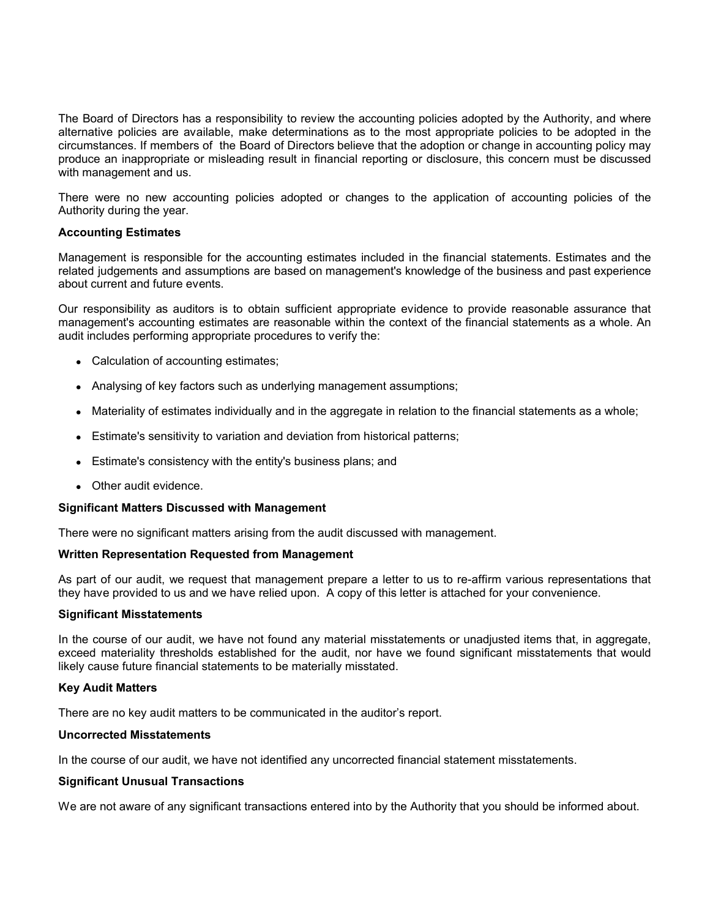The Board of Directors has a responsibility to review the accounting policies adopted by the Authority, and where alternative policies are available, make determinations as to the most appropriate policies to be adopted in the circumstances. If members of the Board of Directors believe that the adoption or change in accounting policy may produce an inappropriate or misleading result in financial reporting or disclosure, this concern must be discussed with management and us.

There were no new accounting policies adopted or changes to the application of accounting policies of the Authority during the year.

**Accounting Estimates**

Management is responsible for the accounting estimates included in the financial statements. Estimates and the related judgements and assumptions are based on management's knowledge of the business and past experience about current and future events.

Our responsibility as auditors is to obtain sufficient appropriate evidence to provide reasonable assurance that management's accounting estimates are reasonable within the context of the financial statements as a whole. An audit includes performing appropriate procedures to verify the:

- Calculation of accounting estimates;
- Analysing of key factors such as underlying management assumptions;
- Materiality of estimates individually and in the aggregate in relation to the financial statements as a whole;
- Estimate's sensitivity to variation and deviation from historical patterns;
- Estimate's consistency with the entity's business plans; and
- Other audit evidence.

**Significant Matters Discussed with Management**

There were no significant matters arising from the audit discussed with management.

**Written Representation Requested from Management**

As part of our audit, we request that management prepare a letter to us to re-affirm various representations that they have provided to us and we have relied upon. A copy of this letter is attached for your convenience.

**Significant Misstatements**

In the course of our audit, we have not found any material misstatements or unadjusted items that, in aggregate, exceed materiality thresholds established for the audit, nor have we found significant misstatements that would likely cause future financial statements to be materially misstated.

**Key Audit Matters**

There are no key audit matters to be communicated in the auditor's report.

**Uncorrected Misstatements**

In the course of our audit, we have not identified any uncorrected financial statement misstatements.

**Significant Unusual Transactions**

We are not aware of any significant transactions entered into by the Authority that you should be informed about.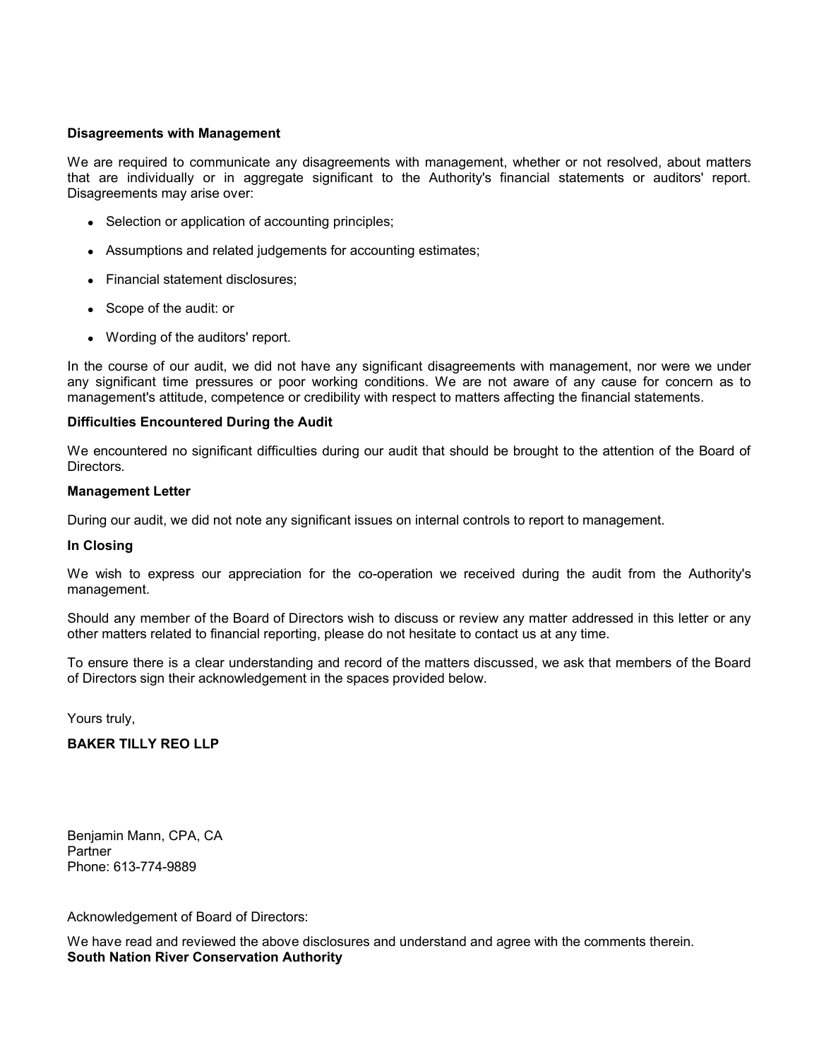**Disagreements with Management**

We are required to communicate any disagreements with management, whether or not resolved, about matters that are individually or in aggregate significant to the Authority's financial statements or auditors' report. Disagreements may arise over:

- Selection or application of accounting principles;
- Assumptions and related judgements for accounting estimates;
- Financial statement disclosures;
- Scope of the audit: or
- Wording of the auditors' report.

In the course of our audit, we did not have any significant disagreements with management, nor were we under any significant time pressures or poor working conditions. We are not aware of any cause for concern as to management's attitude, competence or credibility with respect to matters affecting the financial statements.

**Difficulties Encountered During the Audit**

We encountered no significant difficulties during our audit that should be brought to the attention of the Board of Directors.

**Management Letter**

During our audit, we did not note any significant issues on internal controls to report to management.

**In Closing**

We wish to express our appreciation for the co-operation we received during the audit from the Authority's management.

Should any member of the Board of Directors wish to discuss or review any matter addressed in this letter or any other matters related to financial reporting, please do not hesitate to contact us at any time.

To ensure there is a clear understanding and record of the matters discussed, we ask that members of the Board of Directors sign their acknowledgement in the spaces provided below.

Yours truly,

**BAKER TILLY REO LLP**

Benjamin Mann, CPA, CA
Partner
Phone: 613-774-9889

Acknowledgement of Board of Directors:

We have read and reviewed the above disclosures and understand and agree with the comments therein.
**South Nation River Conservation Authority**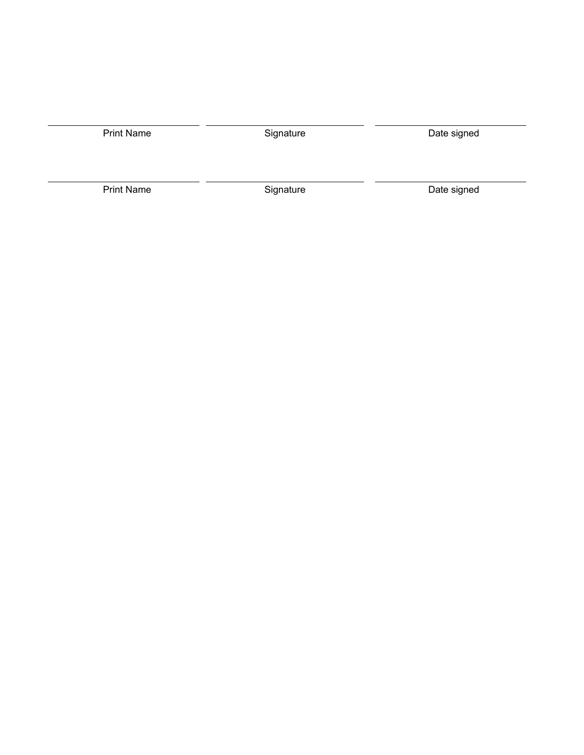| | | |
| --- | --- | --- |
| ______________________ | ______________________ | ______________________ |
| Print Name | Signature | Date signed |
| ______________________ | ______________________ | ______________________ |
| Print Name | Signature | Date signed |